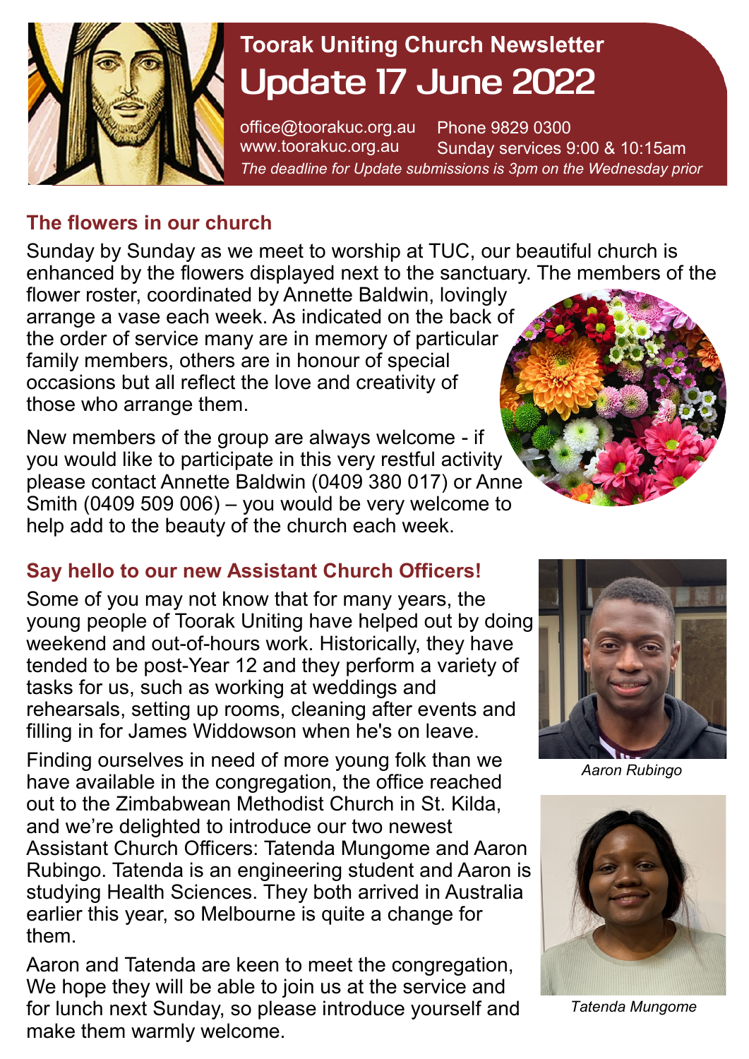# Toorak Uniting Church Newsletter

## Update 17 June 2022

office@toorakuc.org.au  
www.toorakuc.org.au  
Phone 9829 0300  
Sunday services 9:00 & 10:15am

*The deadline for Update submissions is 3pm on the Wednesday prior*

### The flowers in our church

Sunday by Sunday as we meet to worship at TUC, our beautiful church is enhanced by the flowers displayed next to the sanctuary. The members of the flower roster, coordinated by Annette Baldwin, lovingly arrange a vase each week. As indicated on the back of the order of service many are in memory of particular family members, others are in honour of special occasions but all reflect the love and creativity of those who arrange them.

New members of the group are always welcome - if you would like to participate in this very restful activity please contact Annette Baldwin (0409 380 017) or Anne Smith (0409 509 006) – you would be very welcome to help add to the beauty of the church each week.

### Say hello to our new Assistant Church Officers!

Some of you may not know that for many years, the young people of Toorak Uniting have helped out by doing weekend and out-of-hours work. Historically, they have tended to be post-Year 12 and they perform a variety of tasks for us, such as working at weddings and rehearsals, setting up rooms, cleaning after events and filling in for James Widdowson when he's on leave.

Finding ourselves in need of more young folk than we have available in the congregation, the office reached out to the Zimbabwean Methodist Church in St. Kilda, and we're delighted to introduce our two newest Assistant Church Officers: Tatenda Mungome and Aaron Rubingo. Tatenda is an engineering student and Aaron is studying Health Sciences. They both arrived in Australia earlier this year, so Melbourne is quite a change for them.

*Aaron Rubingo*

*Tatenda Mungome*

Aaron and Tatenda are keen to meet the congregation, We hope they will be able to join us at the service and for lunch next Sunday, so please introduce yourself and make them warmly welcome.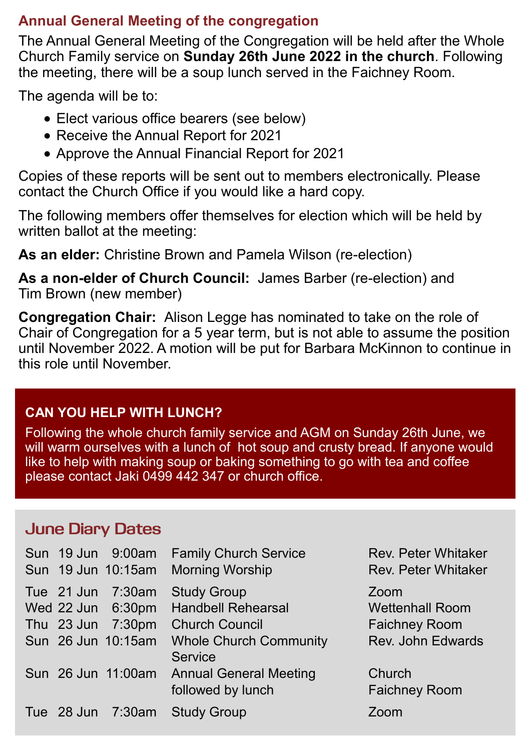## Annual General Meeting of the congregation

The Annual General Meeting of the Congregation will be held after the Whole Church Family service on **Sunday 26th June 2022 in the church**. Following the meeting, there will be a soup lunch served in the Faichney Room.

The agenda will be to:

- Elect various office bearers (see below)
- Receive the Annual Report for 2021
- Approve the Annual Financial Report for 2021

Copies of these reports will be sent out to members electronically. Please contact the Church Office if you would like a hard copy.

The following members offer themselves for election which will be held by written ballot at the meeting:

**As an elder:** Christine Brown and Pamela Wilson (re-election)

**As a non-elder of Church Council:** James Barber (re-election) and Tim Brown (new member)

**Congregation Chair:** Alison Legge has nominated to take on the role of Chair of Congregation for a 5 year term, but is not able to assume the position until November 2022. A motion will be put for Barbara McKinnon to continue in this role until November.

### CAN YOU HELP WITH LUNCH?

Following the whole church family service and AGM on Sunday 26th June, we will warm ourselves with a lunch of hot soup and crusty bread. If anyone would like to help with making soup or baking something to go with tea and coffee please contact Jaki 0499 442 347 or church office.

## June Diary Dates

| | | | | |
|---|---|---|---|---|
| Sun | 19 Jun | 9:00am | Family Church Service | Rev. Peter Whitaker |
| Sun | 19 Jun | 10:15am | Morning Worship | Rev. Peter Whitaker |
| Tue | 21 Jun | 7:30am | Study Group | Zoom |
| Wed | 22 Jun | 6:30pm | Handbell Rehearsal | Wettenhall Room |
| Thu | 23 Jun | 7:30pm | Church Council | Faichney Room |
| Sun | 26 Jun | 10:15am | Whole Church Community Service | Rev. John Edwards |
| Sun | 26 Jun | 11:00am | Annual General Meeting followed by lunch | Church Faichney Room |
| Tue | 28 Jun | 7:30am | Study Group | Zoom |